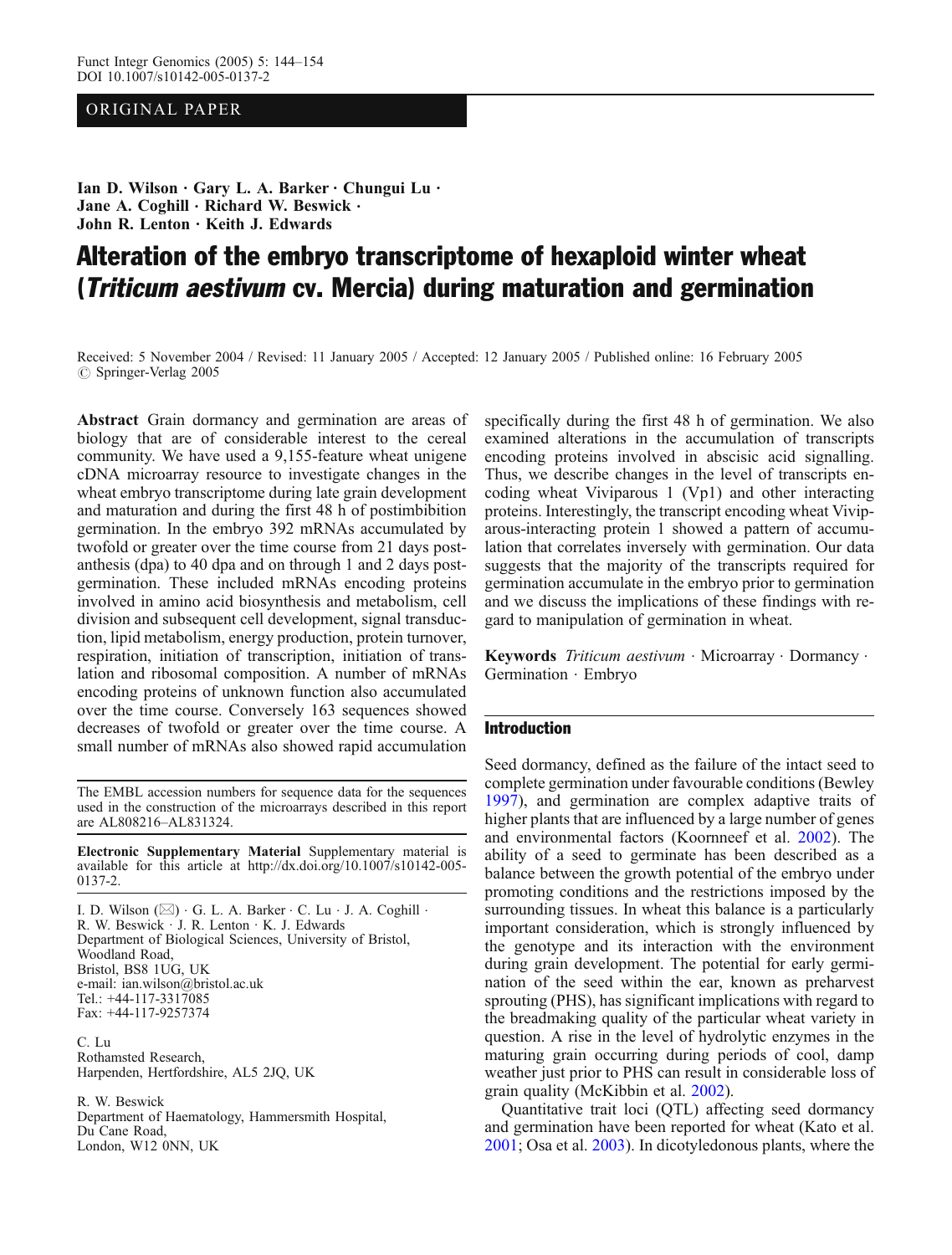ORIGINAL PAPER

**Ian D. Wilson · Gary L. A. Barker · Chungui Lu · Jane A. Coghill · Richard W. Beswick · John R. Lenton · Keith J. Edwards**

# Alteration of the embryo transcriptome of hexaploid winter wheat (*Triticum aestivum* cv. Mercia) during maturation and germination

Received: 5 November 2004 / Revised: 11 January 2005 / Accepted: 12 January 2005 / Published online: 16 February 2005
© Springer-Verlag 2005

**Abstract** Grain dormancy and germination are areas of biology that are of considerable interest to the cereal community. We have used a 9,155-feature wheat unigene cDNA microarray resource to investigate changes in the wheat embryo transcriptome during late grain development and maturation and during the first 48 h of postimbibition germination. In the embryo 392 mRNAs accumulated by twofold or greater over the time course from 21 days post-anthesis (dpa) to 40 dpa and on through 1 and 2 days post-germination. These included mRNAs encoding proteins involved in amino acid biosynthesis and metabolism, cell division and subsequent cell development, signal transduction, lipid metabolism, energy production, protein turnover, respiration, initiation of transcription, initiation of translation and ribosomal composition. A number of mRNAs encoding proteins of unknown function also accumulated over the time course. Conversely 163 sequences showed decreases of twofold or greater over the time course. A small number of mRNAs also showed rapid accumulation specifically during the first 48 h of germination. We also examined alterations in the accumulation of transcripts encoding proteins involved in abscisic acid signalling. Thus, we describe changes in the level of transcripts encoding wheat Viviparous 1 (Vp1) and other interacting proteins. Interestingly, the transcript encoding wheat Viviparous-interacting protein 1 showed a pattern of accumulation that correlates inversely with germination. Our data suggests that the majority of the transcripts required for germination accumulate in the embryo prior to germination and we discuss the implications of these findings with regard to manipulation of germination in wheat.

**Keywords** *Triticum aestivum* · Microarray · Dormancy · Germination · Embryo

The EMBL accession numbers for sequence data for the sequences used in the construction of the microarrays described in this report are AL808216–AL831324.

**Electronic Supplementary Material** Supplementary material is available for this article at http://dx.doi.org/10.1007/s10142-005-0137-2.

I. D. Wilson (✉) · G. L. A. Barker · C. Lu · J. A. Coghill · R. W. Beswick · J. R. Lenton · K. J. Edwards
Department of Biological Sciences, University of Bristol, Woodland Road, Bristol, BS8 1UG, UK
e-mail: ian.wilson@bristol.ac.uk
Tel.: +44-117-3317085
Fax: +44-117-9257374

C. Lu
Rothamsted Research, Harpenden, Hertfordshire, AL5 2JQ, UK

R. W. Beswick
Department of Haematology, Hammersmith Hospital, Du Cane Road, London, W12 0NN, UK

## Introduction

Seed dormancy, defined as the failure of the intact seed to complete germination under favourable conditions (Bewley 1997), and germination are complex adaptive traits of higher plants that are influenced by a large number of genes and environmental factors (Koornneef et al. 2002). The ability of a seed to germinate has been described as a balance between the growth potential of the embryo under promoting conditions and the restrictions imposed by the surrounding tissues. In wheat this balance is a particularly important consideration, which is strongly influenced by the genotype and its interaction with the environment during grain development. The potential for early germination of the seed within the ear, known as preharvest sprouting (PHS), has significant implications with regard to the breadmaking quality of the particular wheat variety in question. A rise in the level of hydrolytic enzymes in the maturing grain occurring during periods of cool, damp weather just prior to PHS can result in considerable loss of grain quality (McKibbin et al. 2002).

Quantitative trait loci (QTL) affecting seed dormancy and germination have been reported for wheat (Kato et al. 2001; Osa et al. 2003). In dicotyledonous plants, where the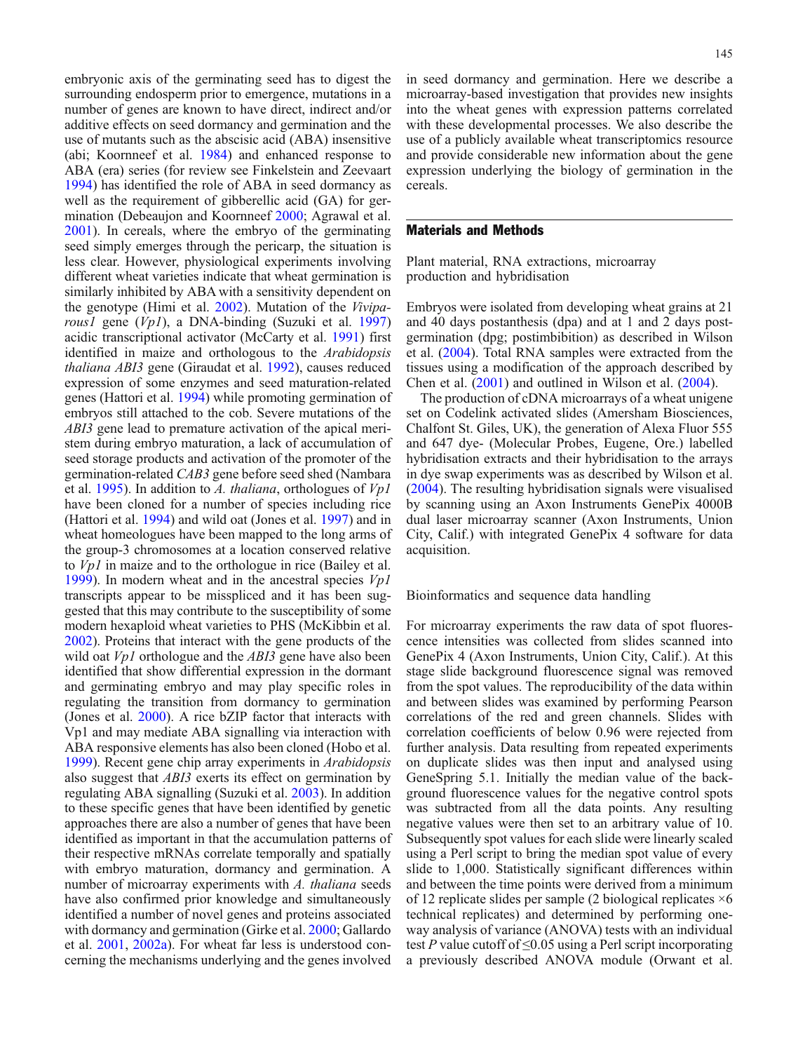embryonic axis of the germinating seed has to digest the surrounding endosperm prior to emergence, mutations in a number of genes are known to have direct, indirect and/or additive effects on seed dormancy and germination and the use of mutants such as the abscisic acid (ABA) insensitive (abi; Koornneef et al. 1984) and enhanced response to ABA (era) series (for review see Finkelstein and Zeevaart 1994) has identified the role of ABA in seed dormancy as well as the requirement of gibberellic acid (GA) for germination (Debeaujon and Koornneef 2000; Agrawal et al. 2001). In cereals, where the embryo of the germinating seed simply emerges through the pericarp, the situation is less clear. However, physiological experiments involving different wheat varieties indicate that wheat germination is similarly inhibited by ABA with a sensitivity dependent on the genotype (Himi et al. 2002). Mutation of the *Viviparous1* gene (*Vp1*), a DNA-binding (Suzuki et al. 1997) acidic transcriptional activator (McCarty et al. 1991) first identified in maize and orthologous to the *Arabidopsis thaliana ABI3* gene (Giraudat et al. 1992), causes reduced expression of some enzymes and seed maturation-related genes (Hattori et al. 1994) while promoting germination of embryos still attached to the cob. Severe mutations of the *ABI3* gene lead to premature activation of the apical meristem during embryo maturation, a lack of accumulation of seed storage products and activation of the promoter of the germination-related *CAB3* gene before seed shed (Nambara et al. 1995). In addition to *A. thaliana*, orthologues of *Vp1* have been cloned for a number of species including rice (Hattori et al. 1994) and wild oat (Jones et al. 1997) and in wheat homeologues have been mapped to the long arms of the group-3 chromosomes at a location conserved relative to *Vp1* in maize and to the orthologue in rice (Bailey et al. 1999). In modern wheat and in the ancestral species *Vp1* transcripts appear to be misspliced and it has been suggested that this may contribute to the susceptibility of some modern hexaploid wheat varieties to PHS (McKibbin et al. 2002). Proteins that interact with the gene products of the wild oat *Vp1* orthologue and the *ABI3* gene have also been identified that show differential expression in the dormant and germinating embryo and may play specific roles in regulating the transition from dormancy to germination (Jones et al. 2000). A rice bZIP factor that interacts with Vp1 and may mediate ABA signalling via interaction with ABA responsive elements has also been cloned (Hobo et al. 1999). Recent gene chip array experiments in *Arabidopsis* also suggest that *ABI3* exerts its effect on germination by regulating ABA signalling (Suzuki et al. 2003). In addition to these specific genes that have been identified by genetic approaches there are also a number of genes that have been identified as important in that the accumulation patterns of their respective mRNAs correlate temporally and spatially with embryo maturation, dormancy and germination. A number of microarray experiments with *A. thaliana* seeds have also confirmed prior knowledge and simultaneously identified a number of novel genes and proteins associated with dormancy and germination (Girke et al. 2000; Gallardo et al. 2001, 2002a). For wheat far less is understood concerning the mechanisms underlying and the genes involved in seed dormancy and germination. Here we describe a microarray-based investigation that provides new insights into the wheat genes with expression patterns correlated with these developmental processes. We also describe the use of a publicly available wheat transcriptomics resource and provide considerable new information about the gene expression underlying the biology of germination in the cereals.

## Materials and Methods

### Plant material, RNA extractions, microarray production and hybridisation

Embryos were isolated from developing wheat grains at 21 and 40 days postanthesis (dpa) and at 1 and 2 days post-germination (dpg; postimbibition) as described in Wilson et al. (2004). Total RNA samples were extracted from the tissues using a modification of the approach described by Chen et al. (2001) and outlined in Wilson et al. (2004).

The production of cDNA microarrays of a wheat unigene set on Codelink activated slides (Amersham Biosciences, Chalfont St. Giles, UK), the generation of Alexa Fluor 555 and 647 dye- (Molecular Probes, Eugene, Ore.) labelled hybridisation extracts and their hybridisation to the arrays in dye swap experiments was as described by Wilson et al. (2004). The resulting hybridisation signals were visualised by scanning using an Axon Instruments GenePix 4000B dual laser microarray scanner (Axon Instruments, Union City, Calif.) with integrated GenePix 4 software for data acquisition.

### Bioinformatics and sequence data handling

For microarray experiments the raw data of spot fluorescence intensities was collected from slides scanned into GenePix 4 (Axon Instruments, Union City, Calif.). At this stage slide background fluorescence signal was removed from the spot values. The reproducibility of the data within and between slides was examined by performing Pearson correlations of the red and green channels. Slides with correlation coefficients of below 0.96 were rejected from further analysis. Data resulting from repeated experiments on duplicate slides was then input and analysed using GeneSpring 5.1. Initially the median value of the background fluorescence values for the negative control spots was subtracted from all the data points. Any resulting negative values were then set to an arbitrary value of 10. Subsequently spot values for each slide were linearly scaled using a Perl script to bring the median spot value of every slide to 1,000. Statistically significant differences within and between the time points were derived from a minimum of 12 replicate slides per sample (2 biological replicates ×6 technical replicates) and determined by performing one-way analysis of variance (ANOVA) tests with an individual test $P$ value cutoff of $\leq 0.05$ using a Perl script incorporating a previously described ANOVA module (Orwant et al.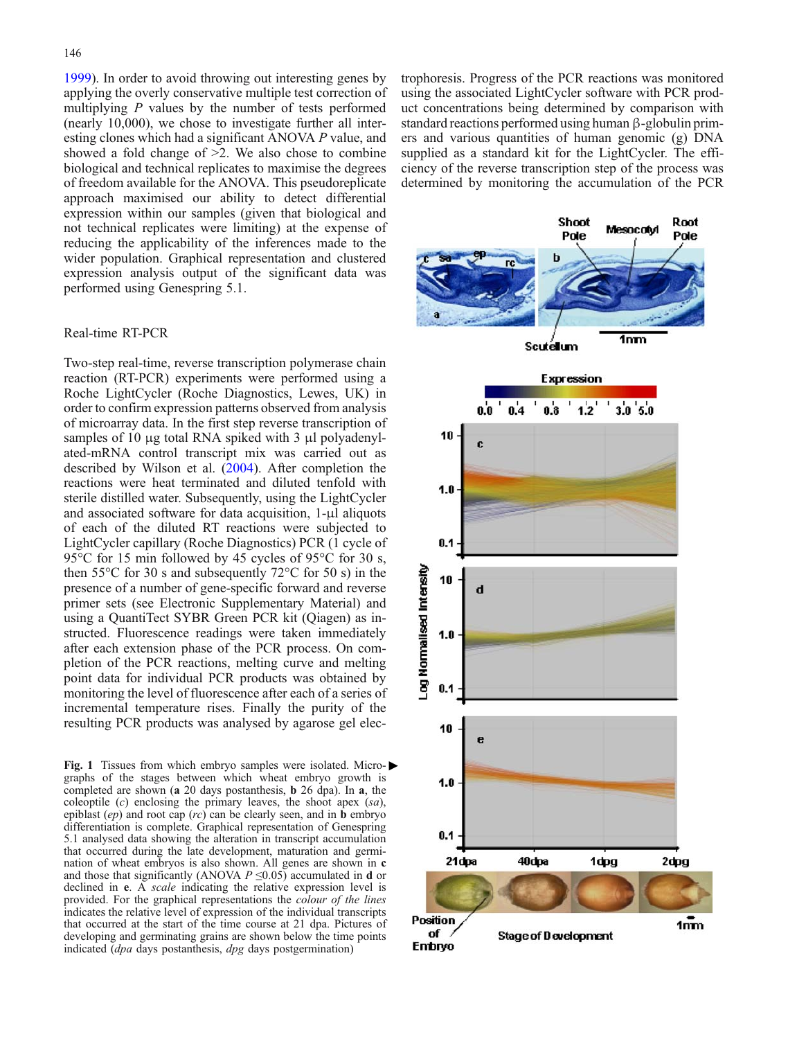1999). In order to avoid throwing out interesting genes by applying the overly conservative multiple test correction of multiplying $P$ values by the number of tests performed (nearly 10,000), we chose to investigate further all interesting clones which had a significant ANOVA $P$ value, and showed a fold change of >2. We also chose to combine biological and technical replicates to maximise the degrees of freedom available for the ANOVA. This pseudoreplicate approach maximised our ability to detect differential expression within our samples (given that biological and not technical replicates were limiting) at the expense of reducing the applicability of the inferences made to the wider population. Graphical representation and clustered expression analysis output of the significant data was performed using Genespring 5.1.

## Real-time RT-PCR

Two-step real-time, reverse transcription polymerase chain reaction (RT-PCR) experiments were performed using a Roche LightCycler (Roche Diagnostics, Lewes, UK) in order to confirm expression patterns observed from analysis of microarray data. In the first step reverse transcription of samples of 10 μg total RNA spiked with 3 μl polyadenylated-mRNA control transcript mix was carried out as described by Wilson et al. (2004). After completion the reactions were heat terminated and diluted tenfold with sterile distilled water. Subsequently, using the LightCycler and associated software for data acquisition, 1-μl aliquots of each of the diluted RT reactions were subjected to LightCycler capillary (Roche Diagnostics) PCR (1 cycle of 95°C for 15 min followed by 45 cycles of 95°C for 30 s, then 55°C for 30 s and subsequently 72°C for 50 s) in the presence of a number of gene-specific forward and reverse primer sets (see Electronic Supplementary Material) and using a QuantiTect SYBR Green PCR kit (Qiagen) as instructed. Fluorescence readings were taken immediately after each extension phase of the PCR process. On completion of the PCR reactions, melting curve and melting point data for individual PCR products was obtained by monitoring the level of fluorescence after each of a series of incremental temperature rises. Finally the purity of the resulting PCR products was analysed by agarose gel electrophoresis. Progress of the PCR reactions was monitored using the associated LightCycler software with PCR product concentrations being determined by comparison with standard reactions performed using human β-globulin primers and various quantities of human genomic (g) DNA supplied as a standard kit for the LightCycler. The efficiency of the reverse transcription step of the process was determined by monitoring the accumulation of the PCR

**Fig. 1** Tissues from which embryo samples were isolated. Micrographs of the stages between which wheat embryo growth is completed are shown (**a** 20 days postanthesis, **b** 26 dpa). In **a**, the coleoptile (*c*) enclosing the primary leaves, the shoot apex (*sa*), epiblast (*ep*) and root cap (*rc*) can be clearly seen, and in **b** embryo differentiation is complete. Graphical representation of Genespring 5.1 analysed data showing the alteration in transcript accumulation that occurred during the late development, maturation and germination of wheat embryos is also shown. All genes are shown in **c** and those that significantly (ANOVA $P \leq 0.05$) accumulated in **d** or declined in **e**. A *scale* indicating the relative expression level is provided. For the graphical representations the *colour of the lines* indicates the relative level of expression of the individual transcripts that occurred at the start of the time course at 21 dpa. Pictures of developing and germinating grains are shown below the time points indicated (*dpa* days postanthesis, *dpg* days postgermination)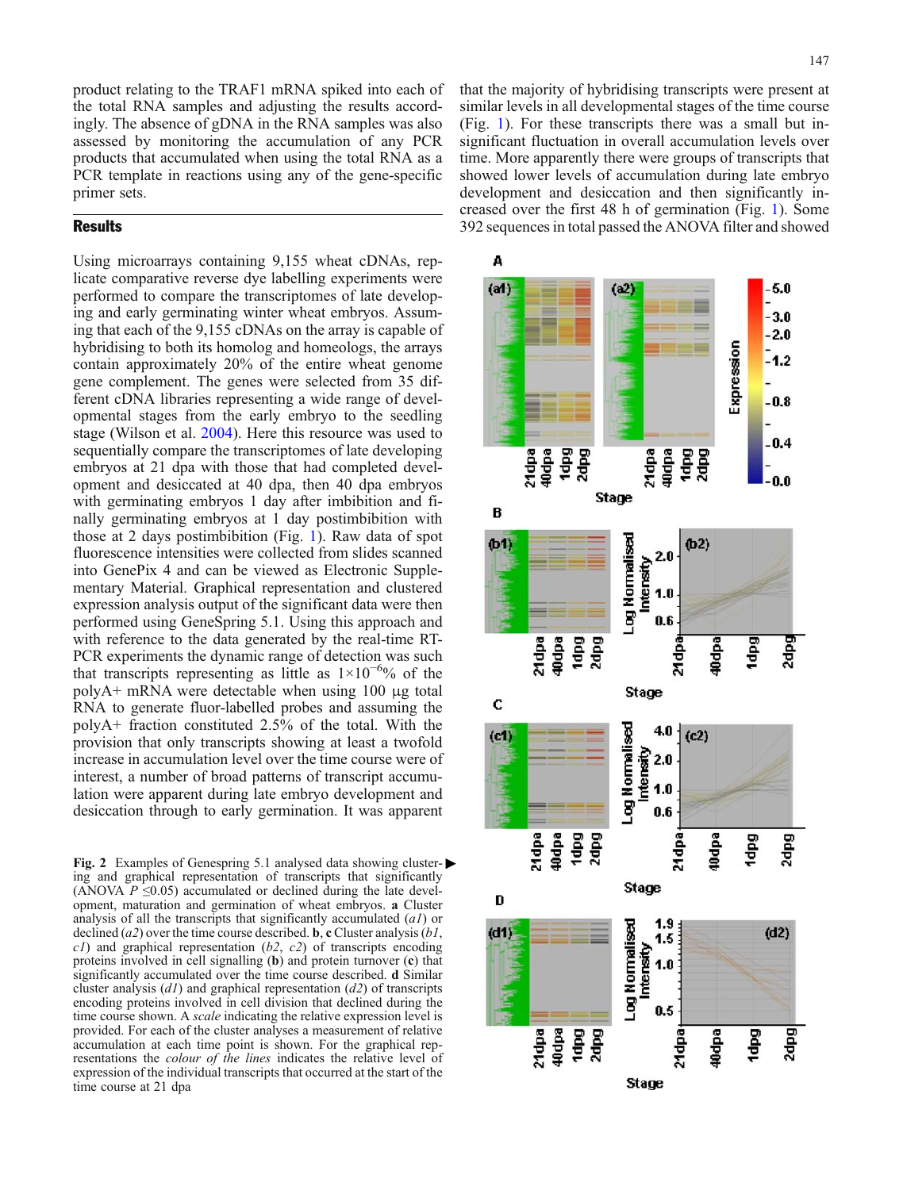product relating to the TRAF1 mRNA spiked into each of the total RNA samples and adjusting the results accordingly. The absence of gDNA in the RNA samples was also assessed by monitoring the accumulation of any PCR products that accumulated when using the total RNA as a PCR template in reactions using any of the gene-specific primer sets.

## Results

Using microarrays containing 9,155 wheat cDNAs, replicate comparative reverse dye labelling experiments were performed to compare the transcriptomes of late developing and early germinating winter wheat embryos. Assuming that each of the 9,155 cDNAs on the array is capable of hybridising to both its homolog and homeologs, the arrays contain approximately 20% of the entire wheat genome gene complement. The genes were selected from 35 different cDNA libraries representing a wide range of developmental stages from the early embryo to the seedling stage (Wilson et al. 2004). Here this resource was used to sequentially compare the transcriptomes of late developing embryos at 21 dpa with those that had completed development and desiccated at 40 dpa, then 40 dpa embryos with germinating embryos 1 day after imbibition and finally germinating embryos at 1 day postimbibition with those at 2 days postimbibition (Fig. 1). Raw data of spot fluorescence intensities were collected from slides scanned into GenePix 4 and can be viewed as Electronic Supplementary Material. Graphical representation and clustered expression analysis output of the significant data were then performed using GeneSpring 5.1. Using this approach and with reference to the data generated by the real-time RT-PCR experiments the dynamic range of detection was such that transcripts representing as little as $1\times10^{-6}$% of the polyA+ mRNA were detectable when using 100 μg total RNA to generate fluor-labelled probes and assuming the polyA+ fraction constituted 2.5% of the total. With the provision that only transcripts showing at least a twofold increase in accumulation level over the time course were of interest, a number of broad patterns of transcript accumulation were apparent during late embryo development and desiccation through to early germination. It was apparent that the majority of hybridising transcripts were present at similar levels in all developmental stages of the time course (Fig. 1). For these transcripts there was a small but insignificant fluctuation in overall accumulation levels over time. More apparently there were groups of transcripts that showed lower levels of accumulation during late embryo development and desiccation and then significantly increased over the first 48 h of germination (Fig. 1). Some 392 sequences in total passed the ANOVA filter and showed

**Fig. 2** Examples of Genespring 5.1 analysed data showing clustering and graphical representation of transcripts that significantly (ANOVA $P \leq 0.05$) accumulated or declined during the late development, maturation and germination of wheat embryos. **a** Cluster analysis of all the transcripts that significantly accumulated (*a1*) or declined (*a2*) over the time course described. **b**, **c** Cluster analysis (*b1*, *c1*) and graphical representation (*b2*, *c2*) of transcripts encoding proteins involved in cell signalling (**b**) and protein turnover (**c**) that significantly accumulated over the time course described. **d** Similar cluster analysis (*d1*) and graphical representation (*d2*) of transcripts encoding proteins involved in cell division that declined during the time course shown. A *scale* indicating the relative expression level is provided. For each of the cluster analyses a measurement of relative accumulation at each time point is shown. For the graphical representations the *colour of the lines* indicates the relative level of expression of the individual transcripts that occurred at the start of the time course at 21 dpa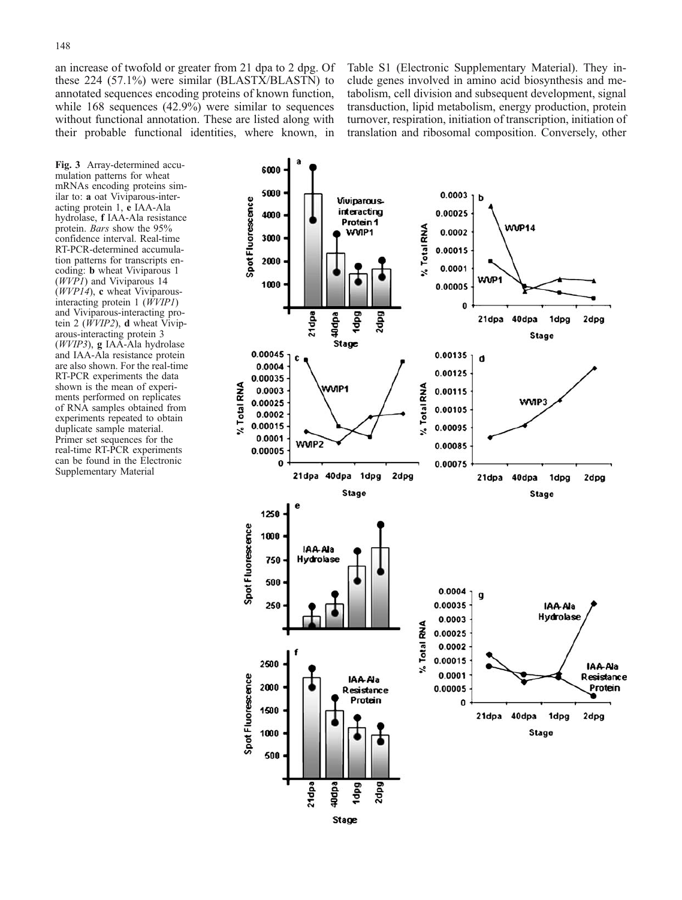an increase of twofold or greater from 21 dpa to 2 dpg. Of these 224 (57.1%) were similar (BLASTX/BLASTN) to annotated sequences encoding proteins of known function, while 168 sequences (42.9%) were similar to sequences without functional annotation. These are listed along with their probable functional identities, where known, in Table S1 (Electronic Supplementary Material). They include genes involved in amino acid biosynthesis and metabolism, cell division and subsequent development, signal transduction, lipid metabolism, energy production, protein turnover, respiration, initiation of transcription, initiation of translation and ribosomal composition. Conversely, other

**Fig. 3** Array-determined accumulation patterns for wheat mRNAs encoding proteins similar to: **a** oat Viviparous-interacting protein 1, **e** IAA-Ala hydrolase, **f** IAA-Ala resistance protein. *Bars* show the 95% confidence interval. Real-time RT-PCR-determined accumulation patterns for transcripts encoding: **b** wheat Viviparous 1 (*WVP1*) and Viviparous 14 (*WVP14*), **c** wheat Viviparous-interacting protein 1 (*WVIP1*) and Viviparous-interacting protein 2 (*WVIP2*), **d** wheat Viviparous-interacting protein 3 (*WVIP3*), **g** IAA-Ala hydrolase and IAA-Ala resistance protein are also shown. For the real-time RT-PCR experiments the data shown is the mean of experiments performed on replicates of RNA samples obtained from experiments repeated to obtain duplicate sample material. Primer set sequences for the real-time RT-PCR experiments can be found in the Electronic Supplementary Material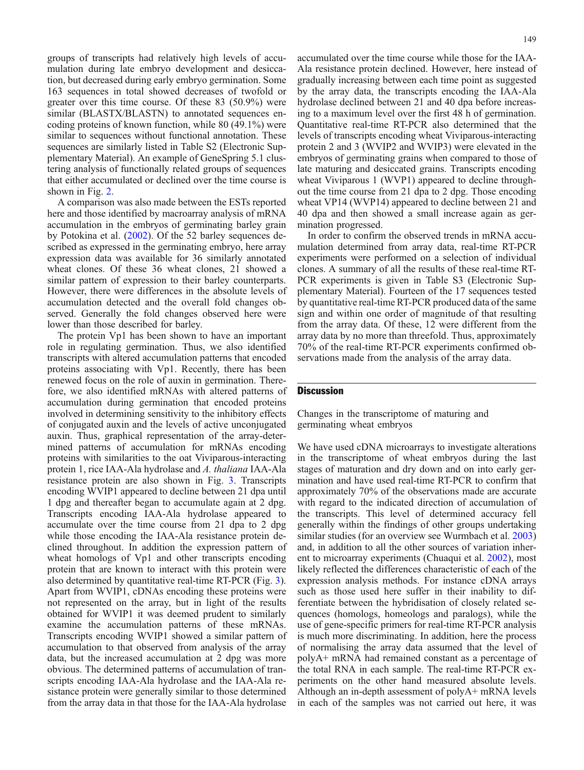groups of transcripts had relatively high levels of accumulation during late embryo development and desiccation, but decreased during early embryo germination. Some 163 sequences in total showed decreases of twofold or greater over this time course. Of these 83 (50.9%) were similar (BLASTX/BLASTN) to annotated sequences encoding proteins of known function, while 80 (49.1%) were similar to sequences without functional annotation. These sequences are similarly listed in Table S2 (Electronic Supplementary Material). An example of GeneSpring 5.1 clustering analysis of functionally related groups of sequences that either accumulated or declined over the time course is shown in Fig. 2.

A comparison was also made between the ESTs reported here and those identified by macroarray analysis of mRNA accumulation in the embryos of germinating barley grain by Potokina et al. (2002). Of the 52 barley sequences described as expressed in the germinating embryo, here array expression data was available for 36 similarly annotated wheat clones. Of these 36 wheat clones, 21 showed a similar pattern of expression to their barley counterparts. However, there were differences in the absolute levels of accumulation detected and the overall fold changes observed. Generally the fold changes observed here were lower than those described for barley.

The protein Vp1 has been shown to have an important role in regulating germination. Thus, we also identified transcripts with altered accumulation patterns that encoded proteins associating with Vp1. Recently, there has been renewed focus on the role of auxin in germination. Therefore, we also identified mRNAs with altered patterns of accumulation during germination that encoded proteins involved in determining sensitivity to the inhibitory effects of conjugated auxin and the levels of active unconjugated auxin. Thus, graphical representation of the array-determined patterns of accumulation for mRNAs encoding proteins with similarities to the oat Viviparous-interacting protein 1, rice IAA-Ala hydrolase and *A. thaliana* IAA-Ala resistance protein are also shown in Fig. 3. Transcripts encoding WVIP1 appeared to decline between 21 dpa until 1 dpg and thereafter began to accumulate again at 2 dpg. Transcripts encoding IAA-Ala hydrolase appeared to accumulate over the time course from 21 dpa to 2 dpg while those encoding the IAA-Ala resistance protein declined throughout. In addition the expression pattern of wheat homologs of Vp1 and other transcripts encoding protein that are known to interact with this protein were also determined by quantitative real-time RT-PCR (Fig. 3). Apart from WVIP1, cDNAs encoding these proteins were not represented on the array, but in light of the results obtained for WVIP1 it was deemed prudent to similarly examine the accumulation patterns of these mRNAs. Transcripts encoding WVIP1 showed a similar pattern of accumulation to that observed from analysis of the array data, but the increased accumulation at 2 dpg was more obvious. The determined patterns of accumulation of transcripts encoding IAA-Ala hydrolase and the IAA-Ala resistance protein were generally similar to those determined from the array data in that those for the IAA-Ala hydrolase accumulated over the time course while those for the IAA-Ala resistance protein declined. However, here instead of gradually increasing between each time point as suggested by the array data, the transcripts encoding the IAA-Ala hydrolase declined between 21 and 40 dpa before increasing to a maximum level over the first 48 h of germination. Quantitative real-time RT-PCR also determined that the levels of transcripts encoding wheat Viviparous-interacting protein 2 and 3 (WVIP2 and WVIP3) were elevated in the embryos of germinating grains when compared to those of late maturing and desiccated grains. Transcripts encoding wheat Viviparous 1 (WVP1) appeared to decline throughout the time course from 21 dpa to 2 dpg. Those encoding wheat VP14 (WVP14) appeared to decline between 21 and 40 dpa and then showed a small increase again as germination progressed.

In order to confirm the observed trends in mRNA accumulation determined from array data, real-time RT-PCR experiments were performed on a selection of individual clones. A summary of all the results of these real-time RT-PCR experiments is given in Table S3 (Electronic Supplementary Material). Fourteen of the 17 sequences tested by quantitative real-time RT-PCR produced data of the same sign and within one order of magnitude of that resulting from the array data. Of these, 12 were different from the array data by no more than threefold. Thus, approximately 70% of the real-time RT-PCR experiments confirmed observations made from the analysis of the array data.

## Discussion

### Changes in the transcriptome of maturing and germinating wheat embryos

We have used cDNA microarrays to investigate alterations in the transcriptome of wheat embryos during the last stages of maturation and dry down and on into early germination and have used real-time RT-PCR to confirm that approximately 70% of the observations made are accurate with regard to the indicated direction of accumulation of the transcripts. This level of determined accuracy fell generally within the findings of other groups undertaking similar studies (for an overview see Wurmbach et al. 2003) and, in addition to all the other sources of variation inherent to microarray experiments (Chuaqui et al. 2002), most likely reflected the differences characteristic of each of the expression analysis methods. For instance cDNA arrays such as those used here suffer in their inability to differentiate between the hybridisation of closely related sequences (homologs, homeologs and paralogs), while the use of gene-specific primers for real-time RT-PCR analysis is much more discriminating. In addition, here the process of normalising the array data assumed that the level of polyA+ mRNA had remained constant as a percentage of the total RNA in each sample. The real-time RT-PCR experiments on the other hand measured absolute levels. Although an in-depth assessment of polyA+ mRNA levels in each of the samples was not carried out here, it was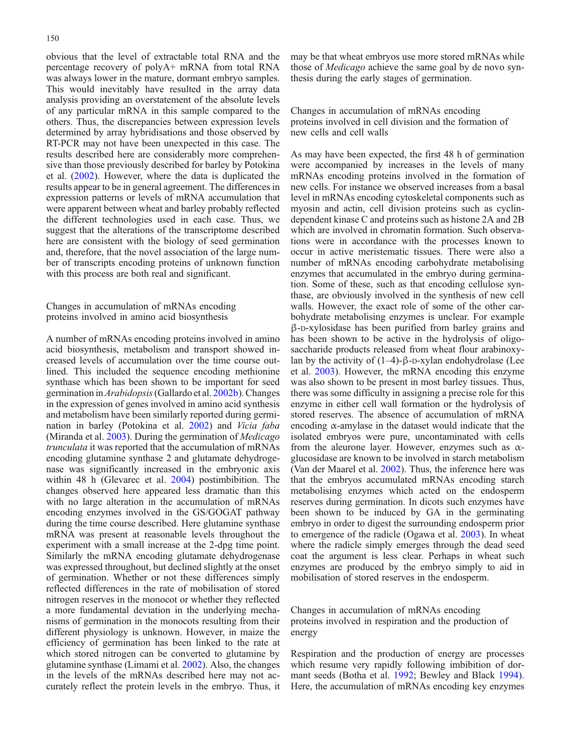obvious that the level of extractable total RNA and the percentage recovery of polyA+ mRNA from total RNA was always lower in the mature, dormant embryo samples. This would inevitably have resulted in the array data analysis providing an overstatement of the absolute levels of any particular mRNA in this sample compared to the others. Thus, the discrepancies between expression levels determined by array hybridisations and those observed by RT-PCR may not have been unexpected in this case. The results described here are considerably more comprehensive than those previously described for barley by Potokina et al. (2002). However, where the data is duplicated the results appear to be in general agreement. The differences in expression patterns or levels of mRNA accumulation that were apparent between wheat and barley probably reflected the different technologies used in each case. Thus, we suggest that the alterations of the transcriptome described here are consistent with the biology of seed germination and, therefore, that the novel association of the large number of transcripts encoding proteins of unknown function with this process are both real and significant.

## Changes in accumulation of mRNAs encoding proteins involved in amino acid biosynthesis

A number of mRNAs encoding proteins involved in amino acid biosynthesis, metabolism and transport showed increased levels of accumulation over the time course outlined. This included the sequence encoding methionine synthase which has been shown to be important for seed germination in *Arabidopsis* (Gallardo et al. 2002b). Changes in the expression of genes involved in amino acid synthesis and metabolism have been similarly reported during germination in barley (Potokina et al. 2002) and *Vicia faba* (Miranda et al. 2003). During the germination of *Medicago truncatula* it was reported that the accumulation of mRNAs encoding glutamine synthase 2 and glutamate dehydrogenase was significantly increased in the embryonic axis within 48 h (Glevarec et al. 2004) postimbibition. The changes observed here appeared less dramatic than this with no large alteration in the accumulation of mRNAs encoding enzymes involved in the GS/GOGAT pathway during the time course described. Here glutamine synthase mRNA was present at reasonable levels throughout the experiment with a small increase at the 2-dpg time point. Similarly the mRNA encoding glutamate dehydrogenase was expressed throughout, but declined slightly at the onset of germination. Whether or not these differences simply reflected differences in the rate of mobilisation of stored nitrogen reserves in the monocot or whether they reflected a more fundamental deviation in the underlying mechanisms of germination in the monocots resulting from their different physiology is unknown. However, in maize the efficiency of germination has been linked to the rate at which stored nitrogen can be converted to glutamine by glutamine synthase (Limami et al. 2002). Also, the changes in the levels of the mRNAs described here may not accurately reflect the protein levels in the embryo. Thus, it may be that wheat embryos use more stored mRNAs while those of *Medicago* achieve the same goal by de novo synthesis during the early stages of germination.

## Changes in accumulation of mRNAs encoding proteins involved in cell division and the formation of new cells and cell walls

As may have been expected, the first 48 h of germination were accompanied by increases in the levels of many mRNAs encoding proteins involved in the formation of new cells. For instance we observed increases from a basal level in mRNAs encoding cytoskeletal components such as myosin and actin, cell division proteins such as cyclin-dependent kinase C and proteins such as histone 2A and 2B which are involved in chromatin formation. Such observations were in accordance with the processes known to occur in active meristematic tissues. There were also a number of mRNAs encoding carbohydrate metabolising enzymes that accumulated in the embryo during germination. Some of these, such as that encoding cellulose synthase, are obviously involved in the synthesis of new cell walls. However, the exact role of some of the other carbohydrate metabolising enzymes is unclear. For example β-D-xylosidase has been purified from barley grains and has been shown to be active in the hydrolysis of oligosaccharide products released from wheat flour arabinoxylan by the activity of (1–4)-β-D-xylan endohydrolase (Lee et al. 2003). However, the mRNA encoding this enzyme was also shown to be present in most barley tissues. Thus, there was some difficulty in assigning a precise role for this enzyme in either cell wall formation or the hydrolysis of stored reserves. The absence of accumulation of mRNA encoding α-amylase in the dataset would indicate that the isolated embryos were pure, uncontaminated with cells from the aleurone layer. However, enzymes such as α-glucosidase are known to be involved in starch metabolism (Van der Maarel et al. 2002). Thus, the inference here was that the embryos accumulated mRNAs encoding starch metabolising enzymes which acted on the endosperm reserves during germination. In dicots such enzymes have been shown to be induced by GA in the germinating embryo in order to digest the surrounding endosperm prior to emergence of the radicle (Ogawa et al. 2003). In wheat where the radicle simply emerges through the dead seed coat the argument is less clear. Perhaps in wheat such enzymes are produced by the embryo simply to aid in mobilisation of stored reserves in the endosperm.

## Changes in accumulation of mRNAs encoding proteins involved in respiration and the production of energy

Respiration and the production of energy are processes which resume very rapidly following imbibition of dormant seeds (Botha et al. 1992; Bewley and Black 1994). Here, the accumulation of mRNAs encoding key enzymes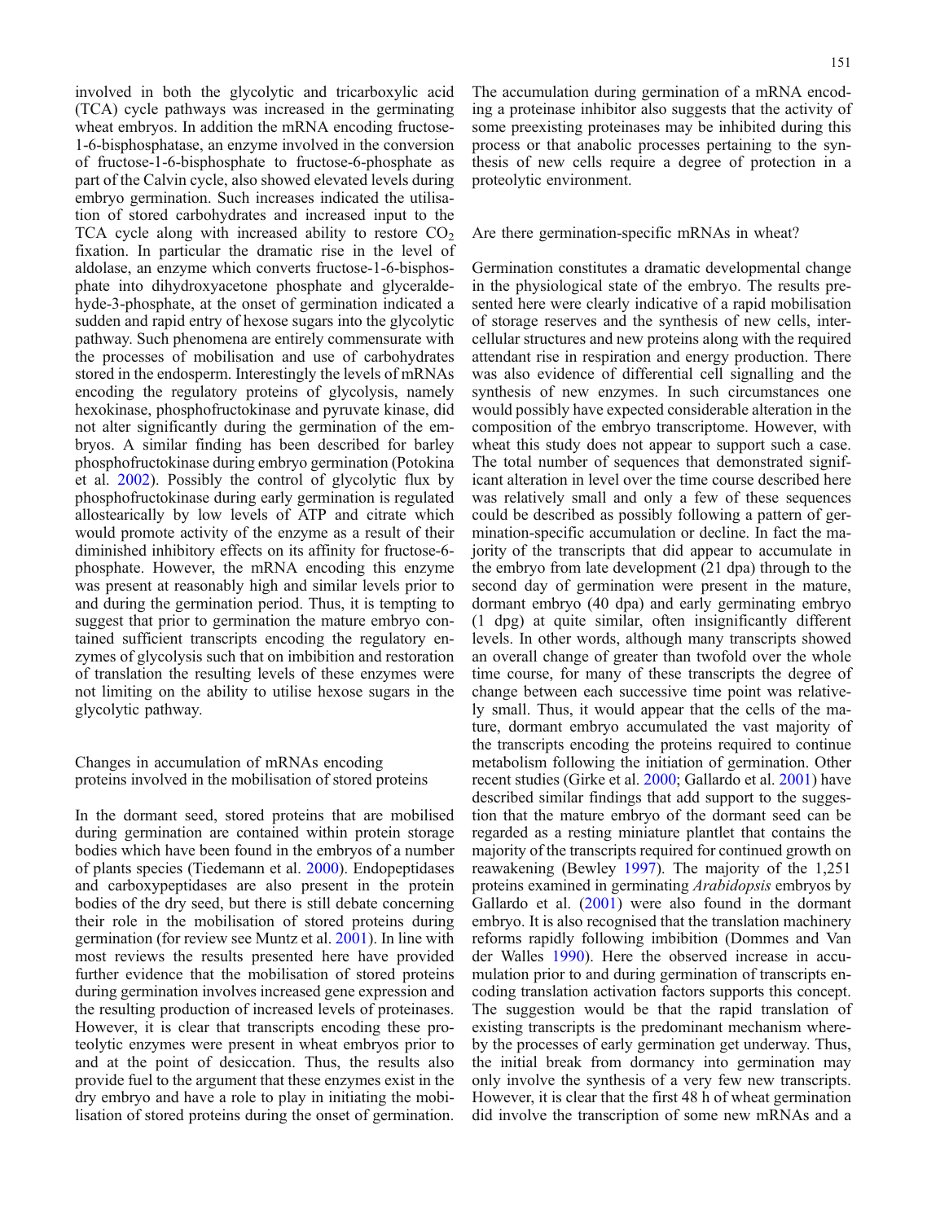involved in both the glycolytic and tricarboxylic acid (TCA) cycle pathways was increased in the germinating wheat embryos. In addition the mRNA encoding fructose-1-6-bisphosphatase, an enzyme involved in the conversion of fructose-1-6-bisphosphate to fructose-6-phosphate as part of the Calvin cycle, also showed elevated levels during embryo germination. Such increases indicated the utilisation of stored carbohydrates and increased input to the TCA cycle along with increased ability to restore $CO_2$ fixation. In particular the dramatic rise in the level of aldolase, an enzyme which converts fructose-1-6-bisphosphate into dihydroxyacetone phosphate and glyceraldehyde-3-phosphate, at the onset of germination indicated a sudden and rapid entry of hexose sugars into the glycolytic pathway. Such phenomena are entirely commensurate with the processes of mobilisation and use of carbohydrates stored in the endosperm. Interestingly the levels of mRNAs encoding the regulatory proteins of glycolysis, namely hexokinase, phosphofructokinase and pyruvate kinase, did not alter significantly during the germination of the embryos. A similar finding has been described for barley phosphofructokinase during embryo germination (Potokina et al. 2002). Possibly the control of glycolytic flux by phosphofructokinase during early germination is regulated allostearically by low levels of ATP and citrate which would promote activity of the enzyme as a result of their diminished inhibitory effects on its affinity for fructose-6-phosphate. However, the mRNA encoding this enzyme was present at reasonably high and similar levels prior to and during the germination period. Thus, it is tempting to suggest that prior to germination the mature embryo contained sufficient transcripts encoding the regulatory enzymes of glycolysis such that on imbibition and restoration of translation the resulting levels of these enzymes were not limiting on the ability to utilise hexose sugars in the glycolytic pathway.

## Changes in accumulation of mRNAs encoding proteins involved in the mobilisation of stored proteins

In the dormant seed, stored proteins that are mobilised during germination are contained within protein storage bodies which have been found in the embryos of a number of plants species (Tiedemann et al. 2000). Endopeptidases and carboxypeptidases are also present in the protein bodies of the dry seed, but there is still debate concerning their role in the mobilisation of stored proteins during germination (for review see Muntz et al. 2001). In line with most reviews the results presented here have provided further evidence that the mobilisation of stored proteins during germination involves increased gene expression and the resulting production of increased levels of proteinases. However, it is clear that transcripts encoding these proteolytic enzymes were present in wheat embryos prior to and at the point of desiccation. Thus, the results also provide fuel to the argument that these enzymes exist in the dry embryo and have a role to play in initiating the mobilisation of stored proteins during the onset of germination. The accumulation during germination of a mRNA encoding a proteinase inhibitor also suggests that the activity of some preexisting proteinases may be inhibited during this process or that anabolic processes pertaining to the synthesis of new cells require a degree of protection in a proteolytic environment.

## Are there germination-specific mRNAs in wheat?

Germination constitutes a dramatic developmental change in the physiological state of the embryo. The results presented here were clearly indicative of a rapid mobilisation of storage reserves and the synthesis of new cells, intercellular structures and new proteins along with the required attendant rise in respiration and energy production. There was also evidence of differential cell signalling and the synthesis of new enzymes. In such circumstances one would possibly have expected considerable alteration in the composition of the embryo transcriptome. However, with wheat this study does not appear to support such a case. The total number of sequences that demonstrated significant alteration in level over the time course described here was relatively small and only a few of these sequences could be described as possibly following a pattern of germination-specific accumulation or decline. In fact the majority of the transcripts that did appear to accumulate in the embryo from late development (21 dpa) through to the second day of germination were present in the mature, dormant embryo (40 dpa) and early germinating embryo (1 dpg) at quite similar, often insignificantly different levels. In other words, although many transcripts showed an overall change of greater than twofold over the whole time course, for many of these transcripts the degree of change between each successive time point was relatively small. Thus, it would appear that the cells of the mature, dormant embryo accumulated the vast majority of the transcripts encoding the proteins required to continue metabolism following the initiation of germination. Other recent studies (Girke et al. 2000; Gallardo et al. 2001) have described similar findings that add support to the suggestion that the mature embryo of the dormant seed can be regarded as a resting miniature plantlet that contains the majority of the transcripts required for continued growth on reawakening (Bewley 1997). The majority of the 1,251 proteins examined in germinating *Arabidopsis* embryos by Gallardo et al. (2001) were also found in the dormant embryo. It is also recognised that the translation machinery reforms rapidly following imbibition (Dommes and Van der Walles 1990). Here the observed increase in accumulation prior to and during germination of transcripts encoding translation activation factors supports this concept. The suggestion would be that the rapid translation of existing transcripts is the predominant mechanism whereby the processes of early germination get underway. Thus, the initial break from dormancy into germination may only involve the synthesis of a very few new transcripts. However, it is clear that the first 48 h of wheat germination did involve the transcription of some new mRNAs and a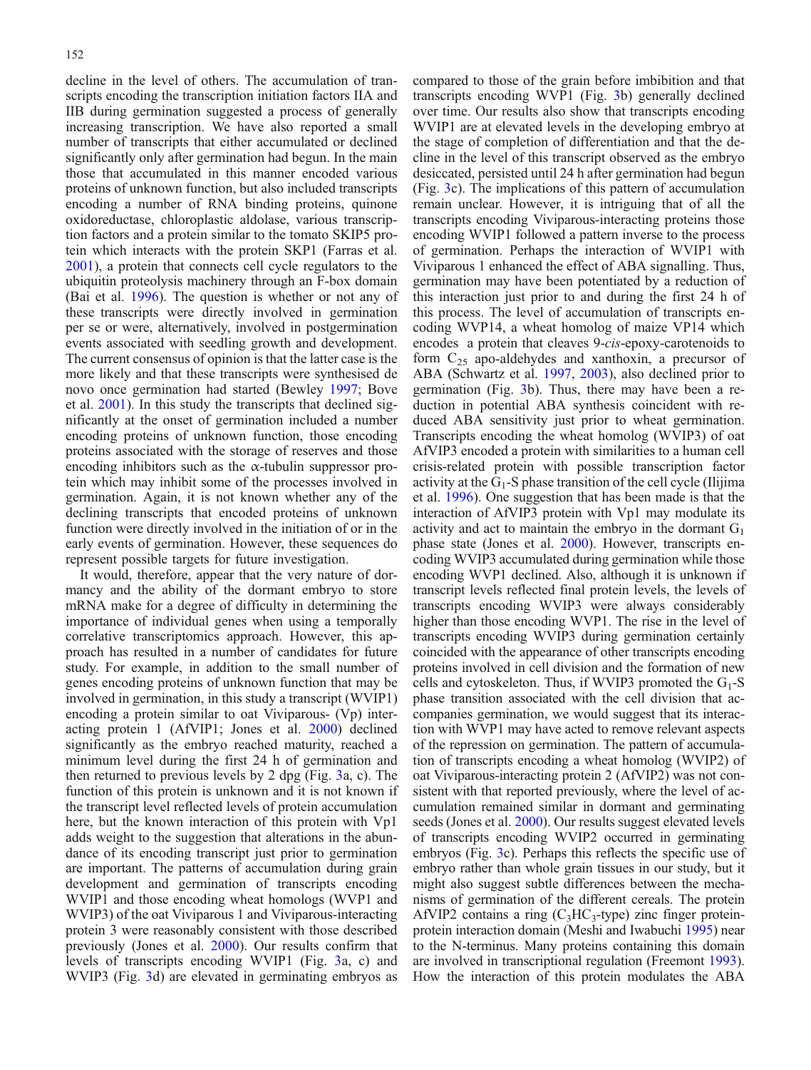decline in the level of others. The accumulation of transcripts encoding the transcription initiation factors IIA and IIB during germination suggested a process of generally increasing transcription. We have also reported a small number of transcripts that either accumulated or declined significantly only after germination had begun. In the main those that accumulated in this manner encoded various proteins of unknown function, but also included transcripts encoding a number of RNA binding proteins, quinone oxidoreductase, chloroplastic aldolase, various transcription factors and a protein similar to the tomato SKIP5 protein which interacts with the protein SKP1 (Farras et al. 2001), a protein that connects cell cycle regulators to the ubiquitin proteolysis machinery through an F-box domain (Bai et al. 1996). The question is whether or not any of these transcripts were directly involved in germination per se or were, alternatively, involved in postgermination events associated with seedling growth and development. The current consensus of opinion is that the latter case is the more likely and that these transcripts were synthesised de novo once germination had started (Bewley 1997; Bove et al. 2001). In this study the transcripts that declined significantly at the onset of germination included a number encoding proteins of unknown function, those encoding proteins associated with the storage of reserves and those encoding inhibitors such as the α-tubulin suppressor protein which may inhibit some of the processes involved in germination. Again, it is not known whether any of the declining transcripts that encoded proteins of unknown function were directly involved in the initiation of or in the early events of germination. However, these sequences do represent possible targets for future investigation.

It would, therefore, appear that the very nature of dormancy and the ability of the dormant embryo to store mRNA make for a degree of difficulty in determining the importance of individual genes when using a temporally correlative transcriptomics approach. However, this approach has resulted in a number of candidates for future study. For example, in addition to the small number of genes encoding proteins of unknown function that may be involved in germination, in this study a transcript (WVIP1) encoding a protein similar to oat Viviparous- (Vp) interacting protein 1 (AfVIP1; Jones et al. 2000) declined significantly as the embryo reached maturity, reached a minimum level during the first 24 h of germination and then returned to previous levels by 2 dpg (Fig. 3a, c). The function of this protein is unknown and it is not known if the transcript level reflected levels of protein accumulation here, but the known interaction of this protein with Vp1 adds weight to the suggestion that alterations in the abundance of its encoding transcript just prior to germination are important. The patterns of accumulation during grain development and germination of transcripts encoding WVIP1 and those encoding wheat homologs (WVP1 and WVIP3) of the oat Viviparous 1 and Viviparous-interacting protein 3 were reasonably consistent with those described previously (Jones et al. 2000). Our results confirm that levels of transcripts encoding WVIP1 (Fig. 3a, c) and WVIP3 (Fig. 3d) are elevated in germinating embryos as compared to those of the grain before imbibition and that transcripts encoding WVP1 (Fig. 3b) generally declined over time. Our results also show that transcripts encoding WVIP1 are at elevated levels in the developing embryo at the stage of completion of differentiation and that the decline in the level of this transcript observed as the embryo desiccated, persisted until 24 h after germination had begun (Fig. 3c). The implications of this pattern of accumulation remain unclear. However, it is intriguing that of all the transcripts encoding Viviparous-interacting proteins those encoding WVIP1 followed a pattern inverse to the process of germination. Perhaps the interaction of WVIP1 with Viviparous 1 enhanced the effect of ABA signalling. Thus, germination may have been potentiated by a reduction of this interaction just prior to and during the first 24 h of this process. The level of accumulation of transcripts encoding WVP14, a wheat homolog of maize VP14 which encodes a protein that cleaves 9-*cis*-epoxy-carotenoids to form $C_{25}$ apo-aldehydes and xanthoxin, a precursor of ABA (Schwartz et al. 1997, 2003), also declined prior to germination (Fig. 3b). Thus, there may have been a reduction in potential ABA synthesis coincident with reduced ABA sensitivity just prior to wheat germination. Transcripts encoding the wheat homolog (WVIP3) of oat AfVIP3 encoded a protein with similarities to a human cell crisis-related protein with possible transcription factor activity at the $G_1$-S phase transition of the cell cycle (Ilijima et al. 1996). One suggestion that has been made is that the interaction of AfVIP3 protein with Vp1 may modulate its activity and act to maintain the embryo in the dormant $G_1$ phase state (Jones et al. 2000). However, transcripts encoding WVIP3 accumulated during germination while those encoding WVP1 declined. Also, although it is unknown if transcript levels reflected final protein levels, the levels of transcripts encoding WVIP3 were always considerably higher than those encoding WVP1. The rise in the level of transcripts encoding WVIP3 during germination certainly coincided with the appearance of other transcripts encoding proteins involved in cell division and the formation of new cells and cytoskeleton. Thus, if WVIP3 promoted the $G_1$-S phase transition associated with the cell division that accompanies germination, we would suggest that its interaction with WVP1 may have acted to remove relevant aspects of the repression on germination. The pattern of accumulation of transcripts encoding a wheat homolog (WVIP2) of oat Viviparous-interacting protein 2 (AfVIP2) was not consistent with that reported previously, where the level of accumulation remained similar in dormant and germinating seeds (Jones et al. 2000). Our results suggest elevated levels of transcripts encoding WVIP2 occurred in germinating embryos (Fig. 3c). Perhaps this reflects the specific use of embryo rather than whole grain tissues in our study, but it might also suggest subtle differences between the mechanisms of germination of the different cereals. The protein AfVIP2 contains a ring ($C_3HC_3$-type) zinc finger protein-protein interaction domain (Meshi and Iwabuchi 1995) near to the N-terminus. Many proteins containing this domain are involved in transcriptional regulation (Freemont 1993). How the interaction of this protein modulates the ABA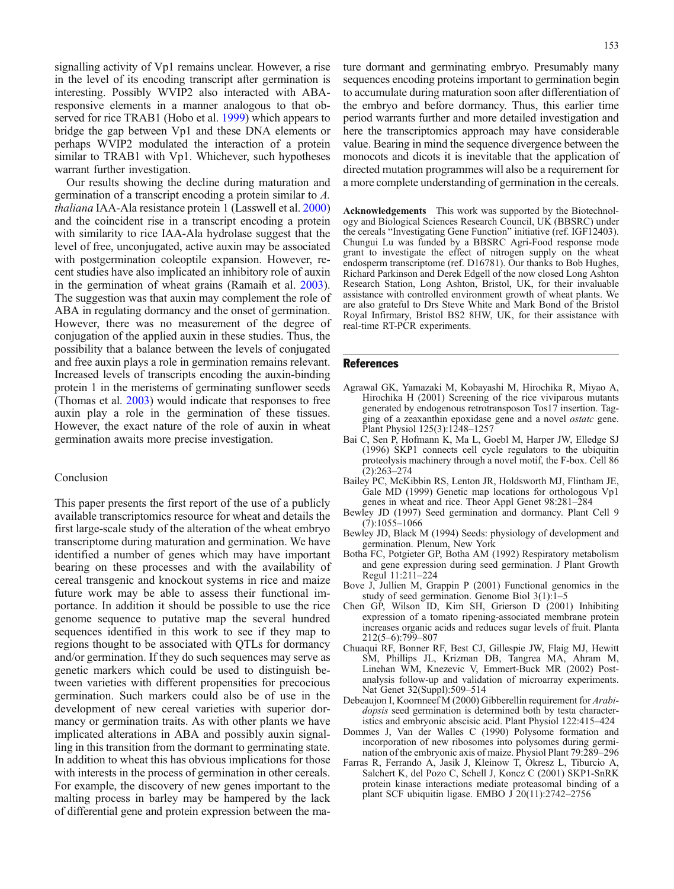signalling activity of Vp1 remains unclear. However, a rise in the level of its encoding transcript after germination is interesting. Possibly WVIP2 also interacted with ABA-responsive elements in a manner analogous to that observed for rice TRAB1 (Hobo et al. 1999) which appears to bridge the gap between Vp1 and these DNA elements or perhaps WVIP2 modulated the interaction of a protein similar to TRAB1 with Vp1. Whichever, such hypotheses warrant further investigation.

Our results showing the decline during maturation and germination of a transcript encoding a protein similar to *A. thaliana* IAA-Ala resistance protein 1 (Lasswell et al. 2000) and the coincident rise in a transcript encoding a protein with similarity to rice IAA-Ala hydrolase suggest that the level of free, unconjugated, active auxin may be associated with postgermination coleoptile expansion. However, recent studies have also implicated an inhibitory role of auxin in the germination of wheat grains (Ramaih et al. 2003). The suggestion was that auxin may complement the role of ABA in regulating dormancy and the onset of germination. However, there was no measurement of the degree of conjugation of the applied auxin in these studies. Thus, the possibility that a balance between the levels of conjugated and free auxin plays a role in germination remains relevant. Increased levels of transcripts encoding the auxin-binding protein 1 in the meristems of germinating sunflower seeds (Thomas et al. 2003) would indicate that responses to free auxin play a role in the germination of these tissues. However, the exact nature of the role of auxin in wheat germination awaits more precise investigation.

## Conclusion

This paper presents the first report of the use of a publicly available transcriptomics resource for wheat and details the first large-scale study of the alteration of the wheat embryo transcriptome during maturation and germination. We have identified a number of genes which may have important bearing on these processes and with the availability of cereal transgenic and knockout systems in rice and maize future work may be able to assess their functional importance. In addition it should be possible to use the rice genome sequence to putative map the several hundred sequences identified in this work to see if they map to regions thought to be associated with QTLs for dormancy and/or germination. If they do such sequences may serve as genetic markers which could be used to distinguish between varieties with different propensities for precocious germination. Such markers could also be of use in the development of new cereal varieties with superior dormancy or germination traits. As with other plants we have implicated alterations in ABA and possibly auxin signalling in this transition from the dormant to germinating state. In addition to wheat this has obvious implications for those with interests in the process of germination in other cereals. For example, the discovery of new genes important to the malting process in barley may be hampered by the lack of differential gene and protein expression between the mature dormant and germinating embryo. Presumably many sequences encoding proteins important to germination begin to accumulate during maturation soon after differentiation of the embryo and before dormancy. Thus, this earlier time period warrants further and more detailed investigation and here the transcriptomics approach may have considerable value. Bearing in mind the sequence divergence between the monocots and dicots it is inevitable that the application of directed mutation programmes will also be a requirement for a more complete understanding of germination in the cereals.

**Acknowledgements** This work was supported by the Biotechnology and Biological Sciences Research Council, UK (BBSRC) under the cereals "Investigating Gene Function" initiative (ref. IGF12403). Chungui Lu was funded by a BBSRC Agri-Food response mode grant to investigate the effect of nitrogen supply on the wheat endosperm transcriptome (ref. D16781). Our thanks to Bob Hughes, Richard Parkinson and Derek Edgell of the now closed Long Ashton Research Station, Long Ashton, Bristol, UK, for their invaluable assistance with controlled environment growth of wheat plants. We are also grateful to Drs Steve White and Mark Bond of the Bristol Royal Infirmary, Bristol BS2 8HW, UK, for their assistance with real-time RT-PCR experiments.

## References

Agrawal GK, Yamazaki M, Kobayashi M, Hirochika R, Miyao A, Hirochika H (2001) Screening of the rice viviparous mutants generated by endogenous retrotransposon Tos17 insertion. Tagging of a zeaxanthin epoxidase gene and a novel *ostatc* gene. Plant Physiol 125(3):1248–1257

Bai C, Sen P, Hofmann K, Ma L, Goebl M, Harper JW, Elledge SJ (1996) SKP1 connects cell cycle regulators to the ubiquitin proteolysis machinery through a novel motif, the F-box. Cell 86 (2):263–274

Bailey PC, McKibbin RS, Lenton JR, Holdsworth MJ, Flintham JE, Gale MD (1999) Genetic map locations for orthologous Vp1 genes in wheat and rice. Theor Appl Genet 98:281–284

Bewley JD (1997) Seed germination and dormancy. Plant Cell 9 (7):1055–1066

Bewley JD, Black M (1994) Seeds: physiology of development and germination. Plenum, New York

Botha FC, Potgieter GP, Botha AM (1992) Respiratory metabolism and gene expression during seed germination. J Plant Growth Regul 11:211–224

Bove J, Jullien M, Grappin P (2001) Functional genomics in the study of seed germination. Genome Biol 3(1):1–5

Chen GP, Wilson ID, Kim SH, Grierson D (2001) Inhibiting expression of a tomato ripening-associated membrane protein increases organic acids and reduces sugar levels of fruit. Planta 212(5–6):799–807

Chuaqui RF, Bonner RF, Best CJ, Gillespie JW, Flaig MJ, Hewitt SM, Phillips JL, Krizman DB, Tangrea MA, Ahram M, Linehan WM, Knezevic V, Emmert-Buck MR (2002) Post-analysis follow-up and validation of microarray experiments. Nat Genet 32(Suppl):509–514

Debeaujon I, Koornneef M (2000) Gibberellin requirement for *Arabidopsis* seed germination is determined both by testa characteristics and embryonic abscisic acid. Plant Physiol 122:415–424

Dommes J, Van der Walles C (1990) Polysome formation and incorporation of new ribosomes into polysomes during germination of the embryonic axis of maize. Physiol Plant 79:289–296

Farras R, Ferrando A, Jasik J, Kleinow T, Okresz L, Tiburcio A, Salchert K, del Pozo C, Schell J, Koncz C (2001) SKP1-SnRK protein kinase interactions mediate proteasomal binding of a plant SCF ubiquitin ligase. EMBO J 20(11):2742–2756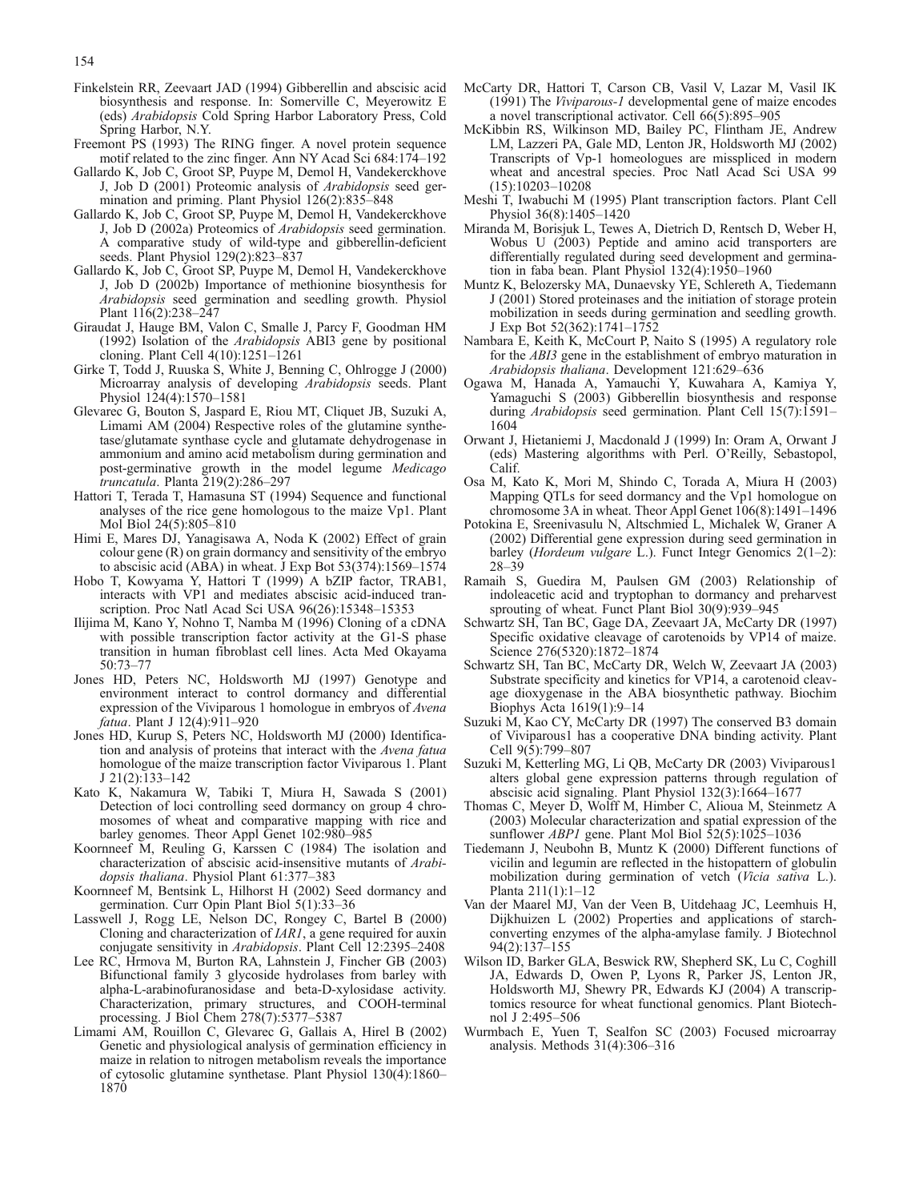Finkelstein RR, Zeevaart JAD (1994) Gibberellin and abscisic acid biosynthesis and response. In: Somerville C, Meyerowitz E (eds) *Arabidopsis* Cold Spring Harbor Laboratory Press, Cold Spring Harbor, N.Y.

Freemont PS (1993) The RING finger. A novel protein sequence motif related to the zinc finger. Ann NY Acad Sci 684:174–192

Gallardo K, Job C, Groot SP, Puype M, Demol H, Vandekerckhove J, Job D (2001) Proteomic analysis of *Arabidopsis* seed germination and priming. Plant Physiol 126(2):835–848

Gallardo K, Job C, Groot SP, Puype M, Demol H, Vandekerckhove J, Job D (2002a) Proteomics of *Arabidopsis* seed germination. A comparative study of wild-type and gibberellin-deficient seeds. Plant Physiol 129(2):823–837

Gallardo K, Job C, Groot SP, Puype M, Demol H, Vandekerckhove J, Job D (2002b) Importance of methionine biosynthesis for *Arabidopsis* seed germination and seedling growth. Physiol Plant 116(2):238–247

Giraudat J, Hauge BM, Valon C, Smalle J, Parcy F, Goodman HM (1992) Isolation of the *Arabidopsis* ABI3 gene by positional cloning. Plant Cell 4(10):1251–1261

Girke T, Todd J, Ruuska S, White J, Benning C, Ohlrogge J (2000) Microarray analysis of developing *Arabidopsis* seeds. Plant Physiol 124(4):1570–1581

Glevarec G, Bouton S, Jaspard E, Riou MT, Cliquet JB, Suzuki A, Limami AM (2004) Respective roles of the glutamine synthetase/glutamate synthase cycle and glutamate dehydrogenase in ammonium and amino acid metabolism during germination and post-germinative growth in the model legume *Medicago truncatula*. Planta 219(2):286–297

Hattori T, Terada T, Hamasuna ST (1994) Sequence and functional analyses of the rice gene homologous to the maize Vp1. Plant Mol Biol 24(5):805–810

Himi E, Mares DJ, Yanagisawa A, Noda K (2002) Effect of grain colour gene (R) on grain dormancy and sensitivity of the embryo to abscisic acid (ABA) in wheat. J Exp Bot 53(374):1569–1574

Hobo T, Kowyama Y, Hattori T (1999) A bZIP factor, TRAB1, interacts with VP1 and mediates abscisic acid-induced transcription. Proc Natl Acad Sci USA 96(26):15348–15353

Iijima M, Kano Y, Nohno T, Namba M (1996) Cloning of a cDNA with possible transcription factor activity at the G1-S phase transition in human fibroblast cell lines. Acta Med Okayama 50:73–77

Jones HD, Peters NC, Holdsworth MJ (1997) Genotype and environment interact to control dormancy and differential expression of the Viviparous 1 homologue in embryos of *Avena fatua*. Plant J 12(4):911–920

Jones HD, Kurup S, Peters NC, Holdsworth MJ (2000) Identification and analysis of proteins that interact with the *Avena fatua* homologue of the maize transcription factor Viviparous 1. Plant J 21(2):133–142

Kato K, Nakamura W, Tabiki T, Miura H, Sawada S (2001) Detection of loci controlling seed dormancy on group 4 chromosomes of wheat and comparative mapping with rice and barley genomes. Theor Appl Genet 102:980–985

Koornneef M, Reuling G, Karssen C (1984) The isolation and characterization of abscisic acid-insensitive mutants of *Arabidopsis thaliana*. Physiol Plant 61:377–383

Koornneef M, Bentsink L, Hilhorst H (2002) Seed dormancy and germination. Curr Opin Plant Biol 5(1):33–36

Lasswell J, Rogg LE, Nelson DC, Rongey C, Bartel B (2000) Cloning and characterization of *IAR1*, a gene required for auxin conjugate sensitivity in *Arabidopsis*. Plant Cell 12:2395–2408

Lee RC, Hrmova M, Burton RA, Lahnstein J, Fincher GB (2003) Bifunctional family 3 glycoside hydrolases from barley with alpha-L-arabinofuranosidase and beta-D-xylosidase activity. Characterization, primary structures, and COOH-terminal processing. J Biol Chem 278(7):5377–5387

Limami AM, Rouillon C, Glevarec G, Gallais A, Hirel B (2002) Genetic and physiological analysis of germination efficiency in maize in relation to nitrogen metabolism reveals the importance of cytosolic glutamine synthetase. Plant Physiol 130(4):1860–1870

McCarty DR, Hattori T, Carson CB, Vasil V, Lazar M, Vasil IK (1991) The *Viviparous-1* developmental gene of maize encodes a novel transcriptional activator. Cell 66(5):895–905

McKibbin RS, Wilkinson MD, Bailey PC, Flintham JE, Andrew LM, Lazzeri PA, Gale MD, Lenton JR, Holdsworth MJ (2002) Transcripts of Vp-1 homeologues are misspliced in modern wheat and ancestral species. Proc Natl Acad Sci USA 99 (15):10203–10208

Meshi T, Iwabuchi M (1995) Plant transcription factors. Plant Cell Physiol 36(8):1405–1420

Miranda M, Borisjuk L, Tewes A, Dietrich D, Rentsch D, Weber H, Wobus U (2003) Peptide and amino acid transporters are differentially regulated during seed development and germination in faba bean. Plant Physiol 132(4):1950–1960

Muntz K, Belozersky MA, Dunaevsky YE, Schlereth A, Tiedemann J (2001) Stored proteinases and the initiation of storage protein mobilization in seeds during germination and seedling growth. J Exp Bot 52(362):1741–1752

Nambara E, Keith K, McCourt P, Naito S (1995) A regulatory role for the *ABI3* gene in the establishment of embryo maturation in *Arabidopsis thaliana*. Development 121:629–636

Ogawa M, Hanada A, Yamauchi Y, Kuwahara A, Kamiya Y, Yamaguchi S (2003) Gibberellin biosynthesis and response during *Arabidopsis* seed germination. Plant Cell 15(7):1591–1604

Orwant J, Hietaniemi J, Macdonald J (1999) In: Oram A, Orwant J (eds) Mastering algorithms with Perl. O'Reilly, Sebastopol, Calif.

Osa M, Kato K, Mori M, Shindo C, Torada A, Miura H (2003) Mapping QTLs for seed dormancy and the Vp1 homologue on chromosome 3A in wheat. Theor Appl Genet 106(8):1491–1496

Potokina E, Sreenivasulu N, Altschmied L, Michalek W, Graner A (2002) Differential gene expression during seed germination in barley (*Hordeum vulgare* L.). Funct Integr Genomics 2(1–2): 28–39

Ramaih S, Guedira M, Paulsen GM (2003) Relationship of indoleacetic acid and tryptophan to dormancy and preharvest sprouting of wheat. Funct Plant Biol 30(9):939–945

Schwartz SH, Tan BC, Gage DA, Zeevaart JA, McCarty DR (1997) Specific oxidative cleavage of carotenoids by VP14 of maize. Science 276(5320):1872–1874

Schwartz SH, Tan BC, McCarty DR, Welch W, Zeevaart JA (2003) Substrate specificity and kinetics for VP14, a carotenoid cleavage dioxygenase in the ABA biosynthetic pathway. Biochim Biophys Acta 1619(1):9–14

Suzuki M, Kao CY, McCarty DR (1997) The conserved B3 domain of Viviparous1 has a cooperative DNA binding activity. Plant Cell 9(5):799–807

Suzuki M, Ketterling MG, Li QB, McCarty DR (2003) Viviparous1 alters global gene expression patterns through regulation of abscisic acid signaling. Plant Physiol 132(3):1664–1677

Thomas C, Meyer D, Wolff M, Himber C, Alioua M, Steinmetz A (2003) Molecular characterization and spatial expression of the sunflower *ABP1* gene. Plant Mol Biol 52(5):1025–1036

Tiedemann J, Neubohn B, Muntz K (2000) Different functions of vicilin and legumin are reflected in the histopattern of globulin mobilization during germination of vetch (*Vicia sativa* L.). Planta 211(1):1–12

Van der Maarel MJ, Van der Veen B, Uitdehaag JC, Leemhuis H, Dijkhuizen L (2002) Properties and applications of starch-converting enzymes of the alpha-amylase family. J Biotechnol 94(2):137–155

Wilson ID, Barker GLA, Beswick RW, Shepherd SK, Lu C, Coghill JA, Edwards D, Owen P, Lyons R, Parker JS, Lenton JR, Holdsworth MJ, Shewry PR, Edwards KJ (2004) A transcriptomics resource for wheat functional genomics. Plant Biotechnol J 2:495–506

Wurmbach E, Yuen T, Sealfon SC (2003) Focused microarray analysis. Methods 31(4):306–316